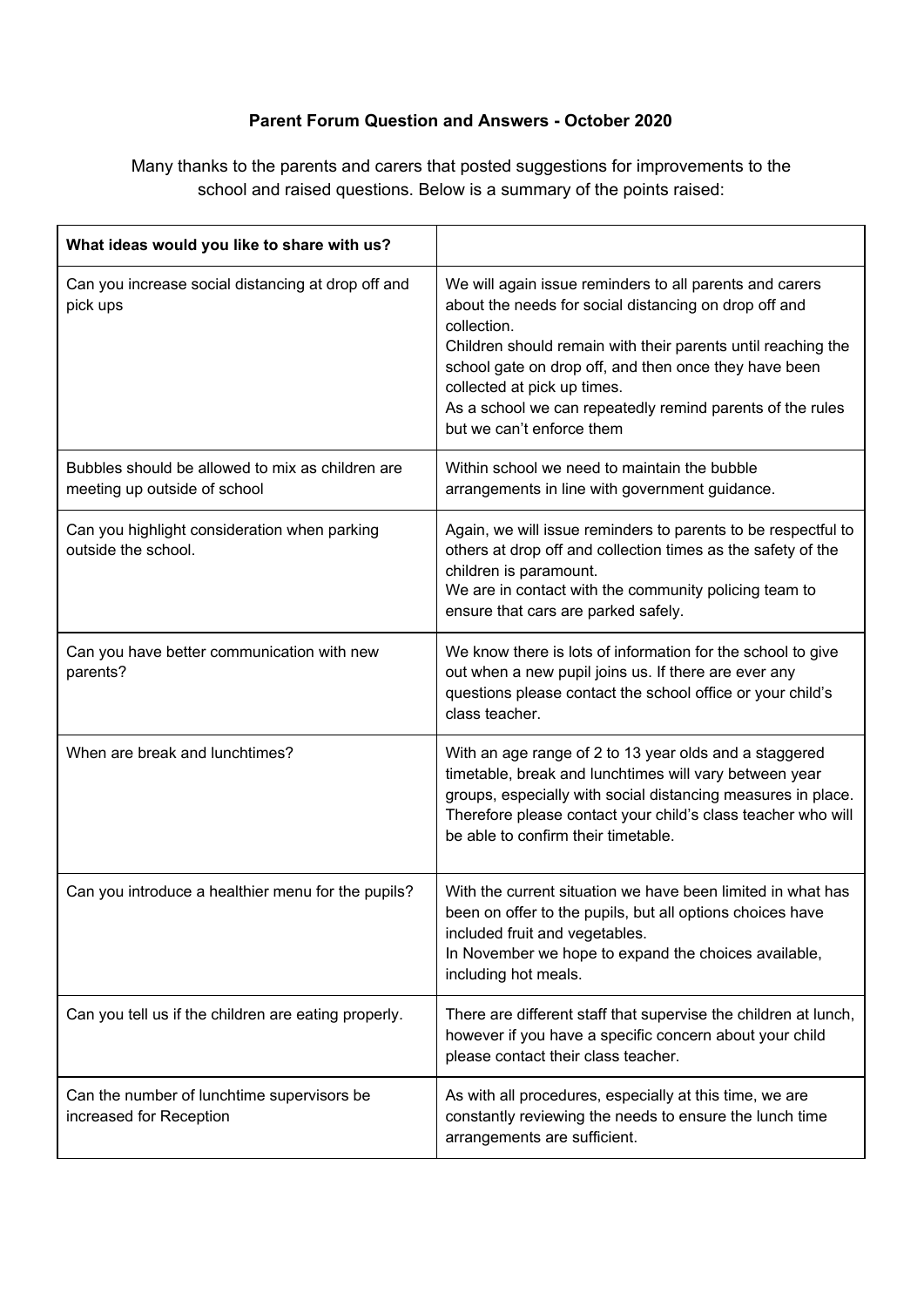**Parent Forum Question and Answers - October 2020**

Many thanks to the parents and carers that posted suggestions for improvements to the school and raised questions. Below is a summary of the points raised:

| **What ideas would you like to share with us?** | |
|---|---|
| Can you increase social distancing at drop off and pick ups | We will again issue reminders to all parents and carers about the needs for social distancing on drop off and collection.<br>Children should remain with their parents until reaching the school gate on drop off, and then once they have been collected at pick up times.<br>As a school we can repeatedly remind parents of the rules but we can't enforce them |
| Bubbles should be allowed to mix as children are meeting up outside of school | Within school we need to maintain the bubble arrangements in line with government guidance. |
| Can you highlight consideration when parking outside the school. | Again, we will issue reminders to parents to be respectful to others at drop off and collection times as the safety of the children is paramount.<br>We are in contact with the community policing team to ensure that cars are parked safely. |
| Can you have better communication with new parents? | We know there is lots of information for the school to give out when a new pupil joins us. If there are ever any questions please contact the school office or your child's class teacher. |
| When are break and lunchtimes? | With an age range of 2 to 13 year olds and a staggered timetable, break and lunchtimes will vary between year groups, especially with social distancing measures in place. Therefore please contact your child's class teacher who will be able to confirm their timetable. |
| Can you introduce a healthier menu for the pupils? | With the current situation we have been limited in what has been on offer to the pupils, but all options choices have included fruit and vegetables.<br>In November we hope to expand the choices available, including hot meals. |
| Can you tell us if the children are eating properly. | There are different staff that supervise the children at lunch, however if you have a specific concern about your child please contact their class teacher. |
| Can the number of lunchtime supervisors be increased for Reception | As with all procedures, especially at this time, we are constantly reviewing the needs to ensure the lunch time arrangements are sufficient. |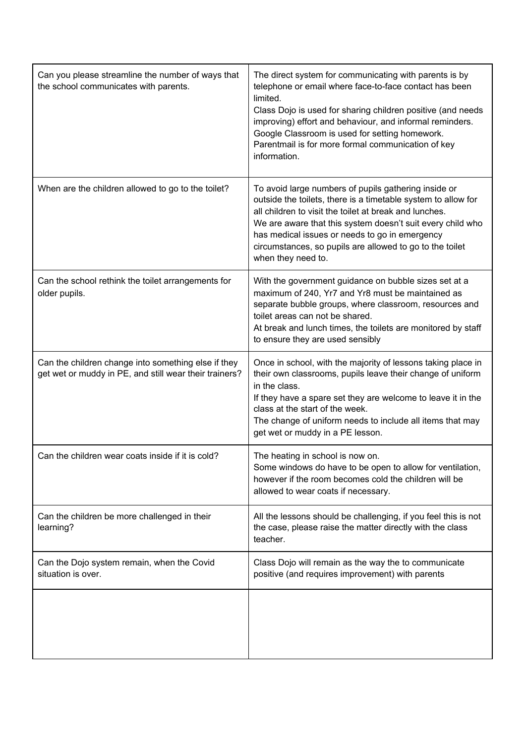| | |
|---|---|
| Can you please streamline the number of ways that the school communicates with parents. | The direct system for communicating with parents is by telephone or email where face-to-face contact has been limited.<br>Class Dojo is used for sharing children positive (and needs improving) effort and behaviour, and informal reminders.<br>Google Classroom is used for setting homework.<br>Parentmail is for more formal communication of key information. |
| When are the children allowed to go to the toilet? | To avoid large numbers of pupils gathering inside or outside the toilets, there is a timetable system to allow for all children to visit the toilet at break and lunches.<br>We are aware that this system doesn't suit every child who has medical issues or needs to go in emergency circumstances, so pupils are allowed to go to the toilet when they need to. |
| Can the school rethink the toilet arrangements for older pupils. | With the government guidance on bubble sizes set at a maximum of 240, Yr7 and Yr8 must be maintained as separate bubble groups, where classroom, resources and toilet areas can not be shared.<br>At break and lunch times, the toilets are monitored by staff to ensure they are used sensibly |
| Can the children change into something else if they get wet or muddy in PE, and still wear their trainers? | Once in school, with the majority of lessons taking place in their own classrooms, pupils leave their change of uniform in the class.<br>If they have a spare set they are welcome to leave it in the class at the start of the week.<br>The change of uniform needs to include all items that may get wet or muddy in a PE lesson. |
| Can the children wear coats inside if it is cold? | The heating in school is now on.<br>Some windows do have to be open to allow for ventilation, however if the room becomes cold the children will be allowed to wear coats if necessary. |
| Can the children be more challenged in their learning? | All the lessons should be challenging, if you feel this is not the case, please raise the matter directly with the class teacher. |
| Can the Dojo system remain, when the Covid situation is over. | Class Dojo will remain as the way the to communicate positive (and requires improvement) with parents |
| | |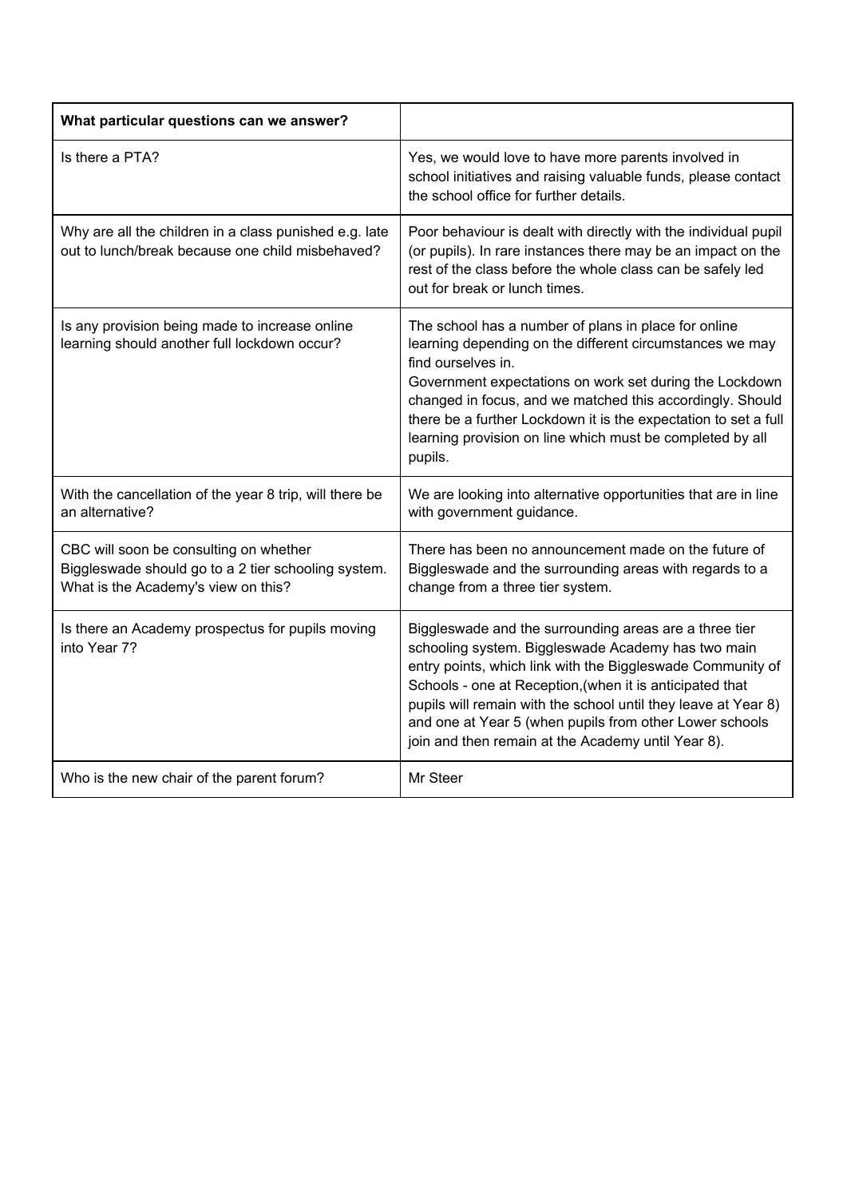| **What particular questions can we answer?** | |
|---|---|
| Is there a PTA? | Yes, we would love to have more parents involved in school initiatives and raising valuable funds, please contact the school office for further details. |
| Why are all the children in a class punished e.g. late out to lunch/break because one child misbehaved? | Poor behaviour is dealt with directly with the individual pupil (or pupils). In rare instances there may be an impact on the rest of the class before the whole class can be safely led out for break or lunch times. |
| Is any provision being made to increase online learning should another full lockdown occur? | The school has a number of plans in place for online learning depending on the different circumstances we may find ourselves in.<br>Government expectations on work set during the Lockdown changed in focus, and we matched this accordingly. Should there be a further Lockdown it is the expectation to set a full learning provision on line which must be completed by all pupils. |
| With the cancellation of the year 8 trip, will there be an alternative? | We are looking into alternative opportunities that are in line with government guidance. |
| CBC will soon be consulting on whether Biggleswade should go to a 2 tier schooling system. What is the Academy's view on this? | There has been no announcement made on the future of Biggleswade and the surrounding areas with regards to a change from a three tier system. |
| Is there an Academy prospectus for pupils moving into Year 7? | Biggleswade and the surrounding areas are a three tier schooling system. Biggleswade Academy has two main entry points, which link with the Biggleswade Community of Schools - one at Reception,(when it is anticipated that pupils will remain with the school until they leave at Year 8) and one at Year 5 (when pupils from other Lower schools join and then remain at the Academy until Year 8). |
| Who is the new chair of the parent forum? | Mr Steer |